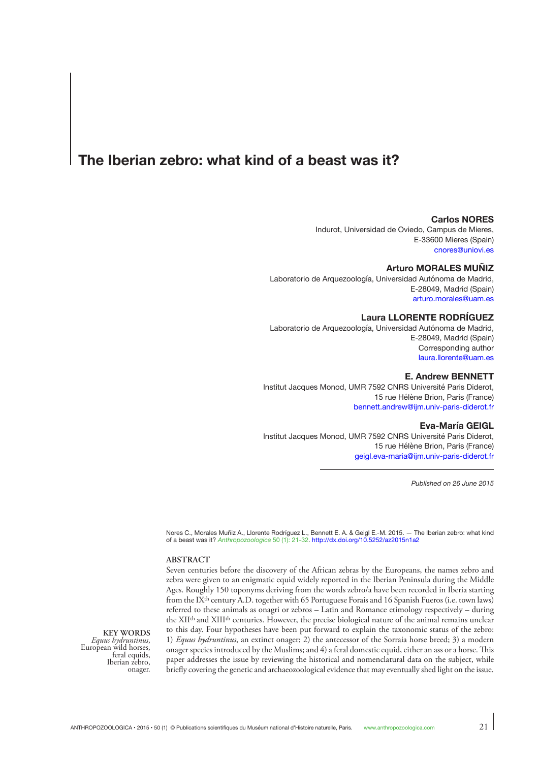# The Iberian zebro: what kind of a beast was it?

**Carlos NORES**
Indurot, Universidad de Oviedo, Campus de Mieres,
E-33600 Mieres (Spain)
cnores@uniovi.es

**Arturo MORALES MUÑIZ**
Laboratorio de Arquezoología, Universidad Autónoma de Madrid,
E-28049, Madrid (Spain)
arturo.morales@uam.es

**Laura LLORENTE RODRÍGUEZ**
Laboratorio de Arquezoología, Universidad Autónoma de Madrid,
E-28049, Madrid (Spain)
Corresponding author
laura.llorente@uam.es

**E. Andrew BENNETT**
Institut Jacques Monod, UMR 7592 CNRS Université Paris Diderot,
15 rue Hélène Brion, Paris (France)
bennett.andrew@ijm.univ-paris-diderot.fr

**Eva-María GEIGL**
Institut Jacques Monod, UMR 7592 CNRS Université Paris Diderot,
15 rue Hélène Brion, Paris (France)
geigl.eva-maria@ijm.univ-paris-diderot.fr

*Published on 26 June 2015*

Nores C., Morales Muñiz A., Llorente Rodríguez L., Bennett E. A. & Geigl E.-M. 2015. — The Iberian zebro: what kind of a beast was it? *Anthropozoologica* 50 (1): 21-32. http://dx.doi.org/10.5252/az2015n1a2

## ABSTRACT

Seven centuries before the discovery of the African zebras by the Europeans, the names zebro and zebra were given to an enigmatic equid widely reported in the Iberian Peninsula during the Middle Ages. Roughly 150 toponyms deriving from the words zebro/a have been recorded in Iberia starting from the IX[th] century A.D. together with 65 Portuguese Forais and 16 Spanish Fueros (i.e. town laws) referred to these animals as onagri or zebros – Latin and Romance etimology respectively – during the XII[th] and XIII[th] centuries. However, the precise biological nature of the animal remains unclear to this day. Four hypotheses have been put forward to explain the taxonomic status of the zebro: 1) *Equus hydruntinus*, an extinct onager; 2) the antecessor of the Sorraia horse breed; 3) a modern onager species introduced by the Muslims; and 4) a feral domestic equid, either an ass or a horse. This paper addresses the issue by reviewing the historical and nomenclatural data on the subject, while briefly covering the genetic and archaeozoological evidence that may eventually shed light on the issue.

**KEY WORDS**
*Equus hydruntinus*,
European wild horses,
feral equids,
Iberian zebro,
onager.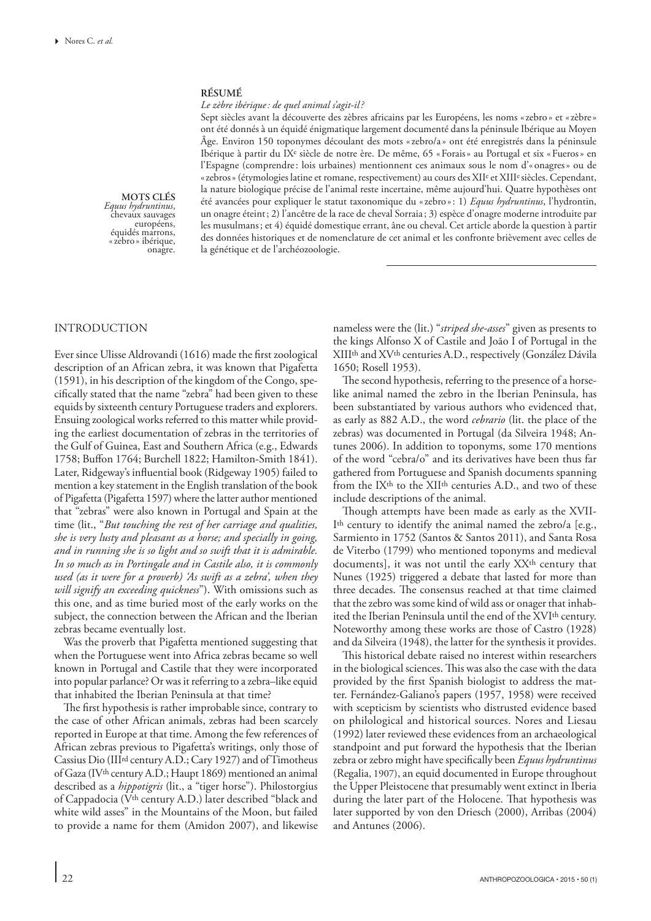## RÉSUMÉ

*Le zèbre ibérique : de quel animal s'agit-il ?*

Sept siècles avant la découverte des zèbres africains par les Européens, les noms « zebro » et « zèbre » ont été donnés à un équidé énigmatique largement documenté dans la péninsule Ibérique au Moyen Âge. Environ 150 toponymes découlant des mots « zebro/a » ont été enregistrés dans la péninsule Ibérique à partir du IX[e] siècle de notre ère. De même, 65 « Forais » au Portugal et six « Fueros » en l'Espagne (comprendre : lois urbaines) mentionnent ces animaux sous le nom d'« onagres » ou de « zebros » (étymologies latine et romane, respectivement) au cours des XII[e] et XIII[e] siècles. Cependant, la nature biologique précise de l'animal reste incertaine, même aujourd'hui. Quatre hypothèses ont été avancées pour expliquer le statut taxonomique du « zebro » : 1) *Equus hydruntinus*, l'hydrontin, un onagre éteint ; 2) l'ancêtre de la race de cheval Sorraia ; 3) espèce d'onagre moderne introduite par les musulmans ; et 4) équidé domestique errant, âne ou cheval. Cet article aborde la question à partir des données historiques et de nomenclature de cet animal et les confronte brièvement avec celles de la génétique et de l'archéozoologie.

**MOTS CLÉS**
*Equus hydruntinus*, chevaux sauvages européens, équidés marrons, « zèbro » ibérique, onagre.

## INTRODUCTION

Ever since Ulisse Aldrovandi (1616) made the first zoological description of an African zebra, it was known that Pigafetta (1591), in his description of the kingdom of the Congo, specifically stated that the name "zebra" had been given to these equids by sixteenth century Portuguese traders and explorers. Ensuing zoological works referred to this matter while providing the earliest documentation of zebras in the territories of the Gulf of Guinea, East and Southern Africa (e.g., Edwards 1758; Buffon 1764; Burchell 1822; Hamilton-Smith 1841). Later, Ridgeway's influential book (Ridgeway 1905) failed to mention a key statement in the English translation of the book of Pigafetta (Pigafetta 1597) where the latter author mentioned that "zebras" were also known in Portugal and Spain at the time (lit., "*But touching the rest of her carriage and qualities, she is very lusty and pleasant as a horse; and specially in going, and in running she is so light and so swift that it is admirable. In so much as in Portingale and in Castile also, it is commonly used (as it were for a proverb) 'As swift as a zebra', when they will signify an exceeding quickness*"). With omissions such as this one, and as time buried most of the early works on the subject, the connection between the African and the Iberian zebras became eventually lost.

Was the proverb that Pigafetta mentioned suggesting that when the Portuguese went into Africa zebras became so well known in Portugal and Castile that they were incorporated into popular parlance? Or was it referring to a zebra–like equid that inhabited the Iberian Peninsula at that time?

The first hypothesis is rather improbable since, contrary to the case of other African animals, zebras had been scarcely reported in Europe at that time. Among the few references of African zebras previous to Pigafetta's writings, only those of Cassius Dio (III[rd] century A.D.; Cary 1927) and of Timotheus of Gaza (IV[th] century A.D.; Haupt 1869) mentioned an animal described as a *hippotigris* (lit., a "tiger horse"). Philostorgius of Cappadocia (V[th] century A.D.) later described "black and white wild asses" in the Mountains of the Moon, but failed to provide a name for them (Amidon 2007), and likewise nameless were the (lit.) "*striped she-asses*" given as presents to the kings Alfonso X of Castile and João I of Portugal in the XIII[th] and XV[th] centuries A.D., respectively (González Dávila 1650; Rosell 1953).

The second hypothesis, referring to the presence of a horse-like animal named the zebro in the Iberian Peninsula, has been substantiated by various authors who evidenced that, as early as 882 A.D., the word *cebrario* (lit. the place of the zebras) was documented in Portugal (da Silveira 1948; Antunes 2006). In addition to toponyms, some 170 mentions of the word "cebra/o" and its derivatives have been thus far gathered from Portuguese and Spanish documents spanning from the IX[th] to the XII[th] centuries A.D., and two of these include descriptions of the animal.

Though attempts have been made as early as the XVIII[th] century to identify the animal named the zebro/a [e.g., Sarmiento in 1752 (Santos & Santos 2011), and Santa Rosa de Viterbo (1799) who mentioned toponyms and medieval documents], it was not until the early XX[th] century that Nunes (1925) triggered a debate that lasted for more than three decades. The consensus reached at that time claimed that the zebro was some kind of wild ass or onager that inhabited the Iberian Peninsula until the end of the XVI[th] century. Noteworthy among these works are those of Castro (1928) and da Silveira (1948), the latter for the synthesis it provides.

This historical debate raised no interest within researchers in the biological sciences. This was also the case with the data provided by the first Spanish biologist to address the matter. Fernández-Galiano's papers (1957, 1958) were received with scepticism by scientists who distrusted evidence based on philological and historical sources. Nores and Liesau (1992) later reviewed these evidences from an archaeological standpoint and put forward the hypothesis that the Iberian zebra or zebro might have specifically been *Equus hydruntinus* (Regalia, 1907), an equid documented in Europe throughout the Upper Pleistocene that presumably went extinct in Iberia during the later part of the Holocene. That hypothesis was later supported by von den Driesch (2000), Arribas (2004) and Antunes (2006).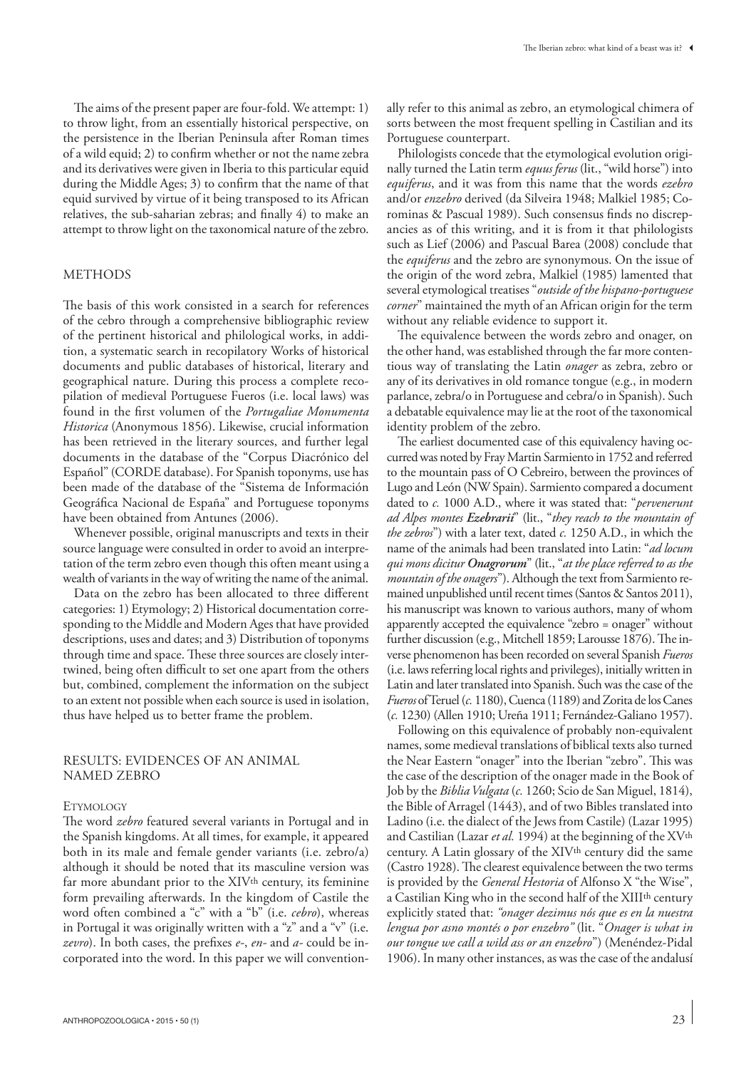The aims of the present paper are four-fold. We attempt: 1) to throw light, from an essentially historical perspective, on the persistence in the Iberian Peninsula after Roman times of a wild equid; 2) to confirm whether or not the name zebra and its derivatives were given in Iberia to this particular equid during the Middle Ages; 3) to confirm that the name of that equid survived by virtue of it being transposed to its African relatives, the sub-saharian zebras; and finally 4) to make an attempt to throw light on the taxonomical nature of the zebro.

## METHODS

The basis of this work consisted in a search for references of the cebro through a comprehensive bibliographic review of the pertinent historical and philological works, in addition, a systematic search in recopilatory Works of historical documents and public databases of historical, literary and geographical nature. During this process a complete recopilation of medieval Portuguese Fueros (i.e. local laws) was found in the first volumen of the *Portugaliae Monumenta Historica* (Anonymous 1856). Likewise, crucial information has been retrieved in the literary sources, and further legal documents in the database of the "Corpus Diacrónico del Español" (CORDE database). For Spanish toponyms, use has been made of the database of the "Sistema de Información Geográfica Nacional de España" and Portuguese toponyms have been obtained from Antunes (2006).

Whenever possible, original manuscripts and texts in their source language were consulted in order to avoid an interpretation of the term zebro even though this often meant using a wealth of variants in the way of writing the name of the animal.

Data on the zebro has been allocated to three different categories: 1) Etymology; 2) Historical documentation corresponding to the Middle and Modern Ages that have provided descriptions, uses and dates; and 3) Distribution of toponyms through time and space. These three sources are closely intertwined, being often difficult to set one apart from the others but, combined, complement the information on the subject to an extent not possible when each source is used in isolation, thus have helped us to better frame the problem.

## RESULTS: EVIDENCES OF AN ANIMAL NAMED ZEBRO

### Etymology

The word *zebro* featured several variants in Portugal and in the Spanish kingdoms. At all times, for example, it appeared both in its male and female gender variants (i.e. zebro/a) although it should be noted that its masculine version was far more abundant prior to the XIV$^{th}$ century, its feminine form prevailing afterwards. In the kingdom of Castile the word often combined a "c" with a "b" (i.e. *cebro*), whereas in Portugal it was originally written with a "z" and a "v" (i.e. *zevro*). In both cases, the prefixes *e-*, *en-* and *a-* could be incorporated into the word. In this paper we will conventionally refer to this animal as zebro, an etymological chimera of sorts between the most frequent spelling in Castilian and its Portuguese counterpart.

Philologists concede that the etymological evolution originally turned the Latin term *equus ferus* (lit., "wild horse") into *equiferus*, and it was from this name that the words *ezebro* and/or *enzebro* derived (da Silveira 1948; Malkiel 1985; Corominas & Pascual 1989). Such consensus finds no discrepancies as of this writing, and it is from it that philologists such as Lief (2006) and Pascual Barea (2008) conclude that the *equiferus* and the zebro are synonymous. On the issue of the origin of the word zebra, Malkiel (1985) lamented that several etymological treatises "*outside of the hispano-portuguese corner*" maintained the myth of an African origin for the term without any reliable evidence to support it.

The equivalence between the words zebro and onager, on the other hand, was established through the far more contentious way of translating the Latin *onager* as zebra, zebro or any of its derivatives in old romance tongue (e.g., in modern parlance, zebra/o in Portuguese and cebra/o in Spanish). Such a debatable equivalence may lie at the root of the taxonomical identity problem of the zebro.

The earliest documented case of this equivalency having occurred was noted by Fray Martin Sarmiento in 1752 and referred to the mountain pass of O Cebreiro, between the provinces of Lugo and León (NW Spain). Sarmiento compared a document dated to *c.* 1000 A.D., where it was stated that: "*pervenerunt ad Alpes montes **Ezebrarii***" (lit., "*they reach to the mountain of the zebros*") with a later text, dated *c.* 1250 A.D., in which the name of the animals had been translated into Latin: "*ad locum qui mons dicitur **Onagrorum***" (lit., "*at the place referred to as the mountain of the onagers*"). Although the text from Sarmiento remained unpublished until recent times (Santos & Santos 2011), his manuscript was known to various authors, many of whom apparently accepted the equivalence "zebro = onager" without further discussion (e.g., Mitchell 1859; Larousse 1876). The inverse phenomenon has been recorded on several Spanish *Fueros* (i.e. laws referring local rights and privileges), initially written in Latin and later translated into Spanish. Such was the case of the *Fueros* of Teruel (*c.* 1180), Cuenca (1189) and Zorita de los Canes (*c.* 1230) (Allen 1910; Ureña 1911; Fernández-Galiano 1957).

Following on this equivalence of probably non-equivalent names, some medieval translations of biblical texts also turned the Near Eastern "onager" into the Iberian "zebro". This was the case of the description of the onager made in the Book of Job by the *Biblia Vulgata* (*c.* 1260; Scio de San Miguel, 1814), the Bible of Arragel (1443), and of two Bibles translated into Ladino (i.e. the dialect of the Jews from Castile) (Lazar 1995) and Castilian (Lazar *et al.* 1994) at the beginning of the XV$^{th}$ century. A Latin glossary of the XIV$^{th}$ century did the same (Castro 1928). The clearest equivalence between the two terms is provided by the *General Historia* of Alfonso X "the Wise", a Castilian King who in the second half of the XIII$^{th}$ century explicitly stated that: *"onager dezimus nós que es en la nuestra lengua por asno montés o por enzebro"* (lit. "*Onager is what in our tongue we call a wild ass or an enzebro*") (Menéndez-Pidal 1906). In many other instances, as was the case of the andalusí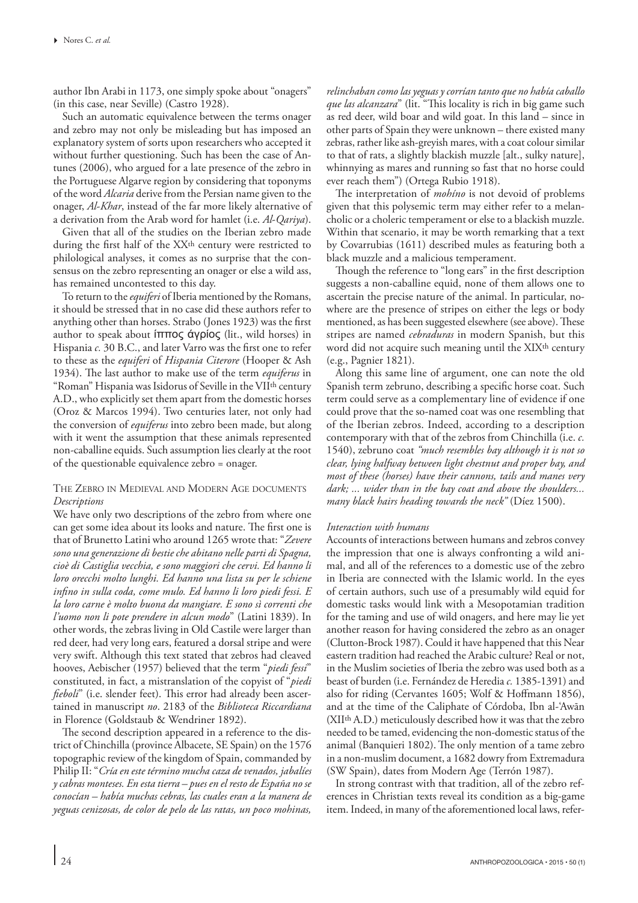author Ibn Arabi in 1173, one simply spoke about "onagers" (in this case, near Seville) (Castro 1928).

Such an automatic equivalence between the terms onager and zebro may not only be misleading but has imposed an explanatory system of sorts upon researchers who accepted it without further questioning. Such has been the case of Antunes (2006), who argued for a late presence of the zebro in the Portuguese Algarve region by considering that toponyms of the word *Alcaria* derive from the Persian name given to the onager, *Al-Khar*, instead of the far more likely alternative of a derivation from the Arab word for hamlet (i.e. *Al-Qariya*).

Given that all of the studies on the Iberian zebro made during the first half of the XX[th] century were restricted to philological analyses, it comes as no surprise that the consensus on the zebro representing an onager or else a wild ass, has remained uncontested to this day.

To return to the *equiferi* of Iberia mentioned by the Romans, it should be stressed that in no case did these authors refer to anything other than horses. Strabo (Jones 1923) was the first author to speak about ἵππος ἀγρίος (lit., wild horses) in Hispania *c.* 30 B.C., and later Varro was the first one to refer to these as the *equiferi* of *Hispania Citerore* (Hooper & Ash 1934). The last author to make use of the term *equiferus* in "Roman" Hispania was Isidorus of Seville in the VII[th] century A.D., who explicitly set them apart from the domestic horses (Oroz & Marcos 1994). Two centuries later, not only had the conversion of *equiferus* into zebro been made, but along with it went the assumption that these animals represented non-caballine equids. Such assumption lies clearly at the root of the questionable equivalence zebro = onager.

## The Zebro in Medieval and Modern Age documents

### *Descriptions*

We have only two descriptions of the zebro from where one can get some idea about its looks and nature. The first one is that of Brunetto Latini who around 1265 wrote that: "*Zevere sono una generazione di bestie che abitano nelle parti di Spagna, cioè di Castiglia vecchia, e sono maggiori che cervi. Ed hanno li loro orecchi molto lunghi. Ed hanno una lista su per le schiene infino in sulla coda, come mulo. Ed hanno li loro piedi fessi. E la loro carne è molto buona da mangiare. E sono sì correnti che l'uomo non li pote prendere in alcun modo*" (Latini 1839). In other words, the zebras living in Old Castile were larger than red deer, had very long ears, featured a dorsal stripe and were very swift. Although this text stated that zebros had cleaved hooves, Aebischer (1957) believed that the term "*piedi fessi*" constituted, in fact, a mistranslation of the copyist of "*piedi fieboli*" (i.e. slender feet). This error had already been ascertained in manuscript *no*. 2183 of the *Biblioteca Riccardiana* in Florence (Goldstaub & Wendriner 1892).

The second description appeared in a reference to the district of Chinchilla (province Albacete, SE Spain) on the 1576 topographic review of the kingdom of Spain, commanded by Philip II: "*Cría en este término mucha caza de venados, jabalíes y cabras monteses. En esta tierra – pues en el resto de España no se conocían – había muchas cebras, las cuales eran a la manera de yeguas cenizosas, de color de pelo de las ratas, un poco mohínas, relinchaban como las yeguas y corrían tanto que no había caballo que las alcanzara*" (lit. "This locality is rich in big game such as red deer, wild boar and wild goat. In this land – since in other parts of Spain they were unknown – there existed many zebras, rather like ash-greyish mares, with a coat colour similar to that of rats, a slightly blackish muzzle [alt., sulky nature], whinnying as mares and running so fast that no horse could ever reach them") (Ortega Rubio 1918).

The interpretation of *mohíno* is not devoid of problems given that this polysemic term may either refer to a melancholic or a choleric temperament or else to a blackish muzzle. Within that scenario, it may be worth remarking that a text by Covarrubias (1611) described mules as featuring both a black muzzle and a malicious temperament.

Though the reference to "long ears" in the first description suggests a non-caballine equid, none of them allows one to ascertain the precise nature of the animal. In particular, nowhere are the presence of stripes on either the legs or body mentioned, as has been suggested elsewhere (see above). These stripes are named *cebraduras* in modern Spanish, but this word did not acquire such meaning until the XIX[th] century (e.g., Pagnier 1821).

Along this same line of argument, one can note the old Spanish term zebruno, describing a specific horse coat. Such term could serve as a complementary line of evidence if one could prove that the so-named coat was one resembling that of the Iberian zebros. Indeed, according to a description contemporary with that of the zebros from Chinchilla (i.e. *c.* 1540), zebruno coat *"much resembles bay although it is not so clear, lying halfway between light chestnut and proper bay, and most of these (horses) have their cannons, tails and manes very dark; ... wider than in the bay coat and above the shoulders... many black hairs heading towards the neck"* (Díez 1500).

### *Interaction with humans*

Accounts of interactions between humans and zebros convey the impression that one is always confronting a wild animal, and all of the references to a domestic use of the zebro in Iberia are connected with the Islamic world. In the eyes of certain authors, such use of a presumably wild equid for domestic tasks would link with a Mesopotamian tradition for the taming and use of wild onagers, and here may lie yet another reason for having considered the zebro as an onager (Clutton-Brock 1987). Could it have happened that this Near eastern tradition had reached the Arabic culture? Real or not, in the Muslim societies of Iberia the zebro was used both as a beast of burden (i.e. Fernández de Heredia *c.* 1385-1391) and also for riding (Cervantes 1605; Wolf & Hoffmann 1856), and at the time of the Caliphate of Córdoba, Ibn al-'Awān (XII[th] A.D.) meticulously described how it was that the zebro needed to be tamed, evidencing the non-domestic status of the animal (Banquieri 1802). The only mention of a tame zebro in a non-muslim document, a 1682 dowry from Extremadura (SW Spain), dates from Modern Age (Terrón 1987).

In strong contrast with that tradition, all of the zebro references in Christian texts reveal its condition as a big-game item. Indeed, in many of the aforementioned local laws, refer-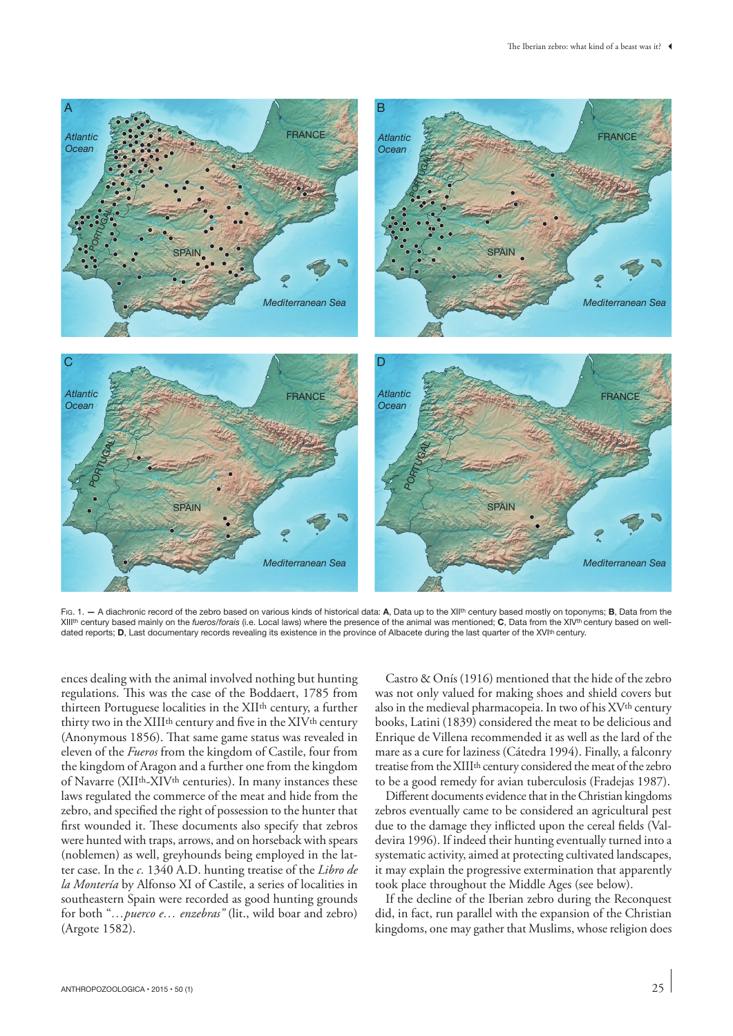Fig. 1. — A diachronic record of the zebro based on various kinds of historical data: **A**, Data up to the XII[th] century based mostly on toponyms; **B**, Data from the XIII[th] century based mainly on the *fueros/forais* (i.e. Local laws) where the presence of the animal was mentioned; **C**, Data from the XIV[th] century based on well-dated reports; **D**, Last documentary records revealing its existence in the province of Albacete during the last quarter of the XVI[th] century.

ences dealing with the animal involved nothing but hunting regulations. This was the case of the Boddaert, 1785 from thirteen Portuguese localities in the XII[th] century, a further thirty two in the XIII[th] century and five in the XIV[th] century (Anonymous 1856). That same game status was revealed in eleven of the *Fueros* from the kingdom of Castile, four from the kingdom of Aragon and a further one from the kingdom of Navarre (XII[th]-XIV[th] centuries). In many instances these laws regulated the commerce of the meat and hide from the zebro, and specified the right of possession to the hunter that first wounded it. These documents also specify that zebros were hunted with traps, arrows, and on horseback with spears (noblemen) as well, greyhounds being employed in the latter case. In the *c.* 1340 A.D. hunting treatise of the *Libro de la Montería* by Alfonso XI of Castile, a series of localities in southeastern Spain were recorded as good hunting grounds for both "*…puerco e… enzebras*" (lit., wild boar and zebro) (Argote 1582).

Castro & Onís (1916) mentioned that the hide of the zebro was not only valued for making shoes and shield covers but also in the medieval pharmacopeia. In two of his XV[th] century books, Latini (1839) considered the meat to be delicious and Enrique de Villena recommended it as well as the lard of the mare as a cure for laziness (Cátedra 1994). Finally, a falconry treatise from the XIII[th] century considered the meat of the zebro to be a good remedy for avian tuberculosis (Fradejas 1987).

Different documents evidence that in the Christian kingdoms zebros eventually came to be considered an agricultural pest due to the damage they inflicted upon the cereal fields (Valdevira 1996). If indeed their hunting eventually turned into a systematic activity, aimed at protecting cultivated landscapes, it may explain the progressive extermination that apparently took place throughout the Middle Ages (see below).

If the decline of the Iberian zebro during the Reconquest did, in fact, run parallel with the expansion of the Christian kingdoms, one may gather that Muslims, whose religion does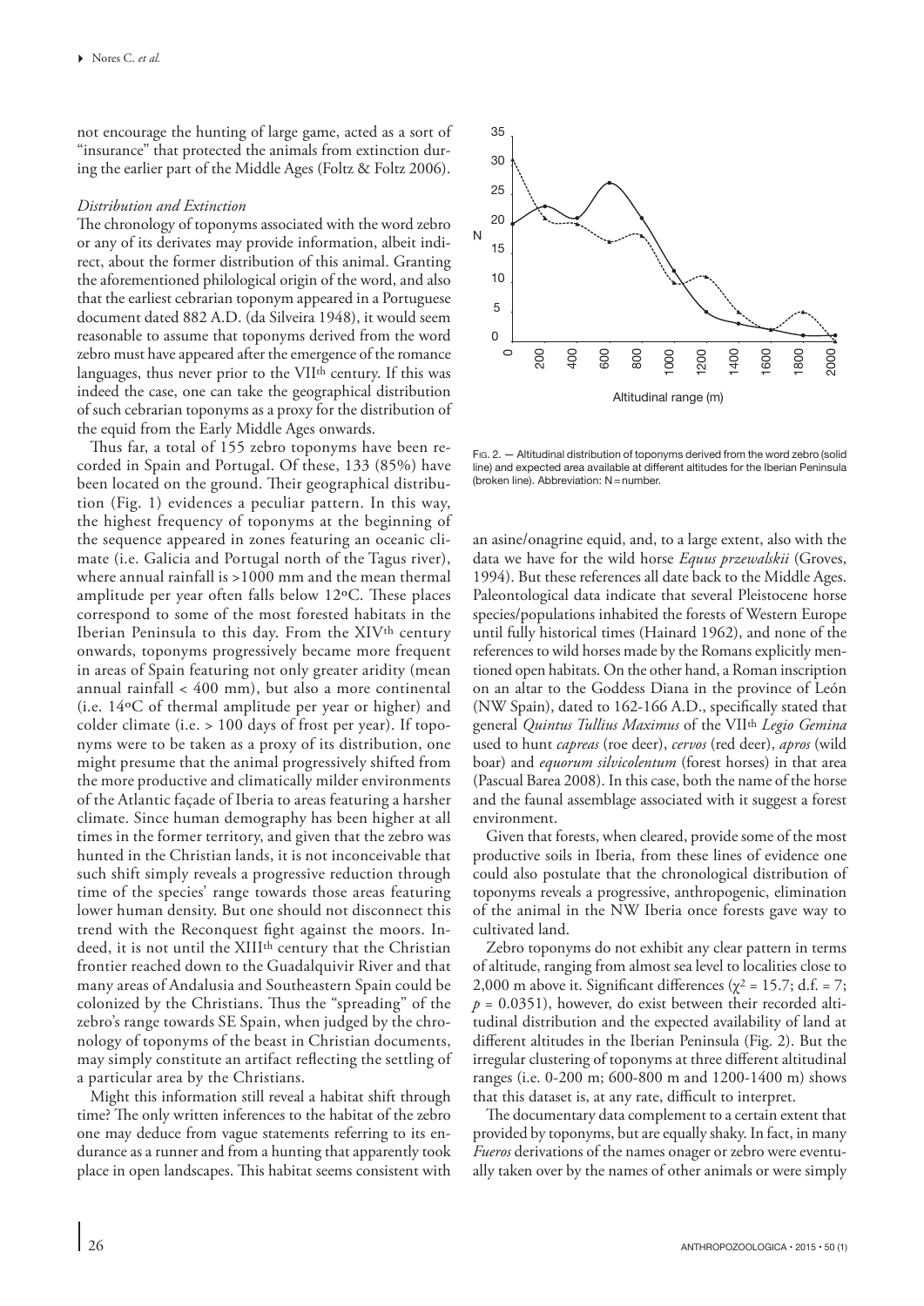not encourage the hunting of large game, acted as a sort of "insurance" that protected the animals from extinction during the earlier part of the Middle Ages (Foltz & Foltz 2006).

*Distribution and Extinction*

The chronology of toponyms associated with the word zebro or any of its derivates may provide information, albeit indirect, about the former distribution of this animal. Granting the aforementioned philological origin of the word, and also that the earliest cebrarian toponym appeared in a Portuguese document dated 882 A.D. (da Silveira 1948), it would seem reasonable to assume that toponyms derived from the word zebro must have appeared after the emergence of the romance languages, thus never prior to the VII<sup>th</sup> century. If this was indeed the case, one can take the geographical distribution of such cebrarian toponyms as a proxy for the distribution of the equid from the Early Middle Ages onwards.

Thus far, a total of 155 zebro toponyms have been recorded in Spain and Portugal. Of these, 133 (85%) have been located on the ground. Their geographical distribution (Fig. 1) evidences a peculiar pattern. In this way, the highest frequency of toponyms at the beginning of the sequence appeared in zones featuring an oceanic climate (i.e. Galicia and Portugal north of the Tagus river), where annual rainfall is >1000 mm and the mean thermal amplitude per year often falls below 12ºC. These places correspond to some of the most forested habitats in the Iberian Peninsula to this day. From the XIV<sup>th</sup> century onwards, toponyms progressively became more frequent in areas of Spain featuring not only greater aridity (mean annual rainfall < 400 mm), but also a more continental (i.e. 14ºC of thermal amplitude per year or higher) and colder climate (i.e. > 100 days of frost per year). If toponyms were to be taken as a proxy of its distribution, one might presume that the animal progressively shifted from the more productive and climatically milder environments of the Atlantic façade of Iberia to areas featuring a harsher climate. Since human demography has been higher at all times in the former territory, and given that the zebro was hunted in the Christian lands, it is not inconceivable that such shift simply reveals a progressive reduction through time of the species' range towards those areas featuring lower human density. But one should not disconnect this trend with the Reconquest fight against the moors. Indeed, it is not until the XIII<sup>th</sup> century that the Christian frontier reached down to the Guadalquivir River and that many areas of Andalusia and Southeastern Spain could be colonized by the Christians. Thus the "spreading" of the zebro's range towards SE Spain, when judged by the chronology of toponyms of the beast in Christian documents, may simply constitute an artifact reflecting the settling of a particular area by the Christians.

Might this information still reveal a habitat shift through time? The only written inferences to the habitat of the zebro one may deduce from vague statements referring to its endurance as a runner and from a hunting that apparently took place in open landscapes. This habitat seems consistent with an asine/onagrine equid, and, to a large extent, also with the data we have for the wild horse *Equus przewalskii* (Groves, 1994). But these references all date back to the Middle Ages. Paleontological data indicate that several Pleistocene horse species/populations inhabited the forests of Western Europe until fully historical times (Hainard 1962), and none of the references to wild horses made by the Romans explicitly mentioned open habitats. On the other hand, a Roman inscription on an altar to the Goddess Diana in the province of León (NW Spain), dated to 162-166 A.D., specifically stated that general *Quintus Tullius Maximus* of the VII<sup>th</sup> *Legio Gemina* used to hunt *capreas* (roe deer), *cervos* (red deer), *apros* (wild boar) and *equorum silvicolentum* (forest horses) in that area (Pascual Barea 2008). In this case, both the name of the horse and the faunal assemblage associated with it suggest a forest environment.

Fig. 2. — Altitudinal distribution of toponyms derived from the word zebro (solid line) and expected area available at different altitudes for the Iberian Peninsula (broken line). Abbreviation: N = number.

Given that forests, when cleared, provide some of the most productive soils in Iberia, from these lines of evidence one could also postulate that the chronological distribution of toponyms reveals a progressive, anthropogenic, elimination of the animal in the NW Iberia once forests gave way to cultivated land.

Zebro toponyms do not exhibit any clear pattern in terms of altitude, ranging from almost sea level to localities close to 2,000 m above it. Significant differences ($\chi^2 = 15.7$; d.f. = 7; $p = 0.0351$), however, do exist between their recorded altitudinal distribution and the expected availability of land at different altitudes in the Iberian Peninsula (Fig. 2). But the irregular clustering of toponyms at three different altitudinal ranges (i.e. 0-200 m; 600-800 m and 1200-1400 m) shows that this dataset is, at any rate, difficult to interpret.

The documentary data complement to a certain extent that provided by toponyms, but are equally shaky. In fact, in many *Fueros* derivations of the names onager or zebro were eventually taken over by the names of other animals or were simply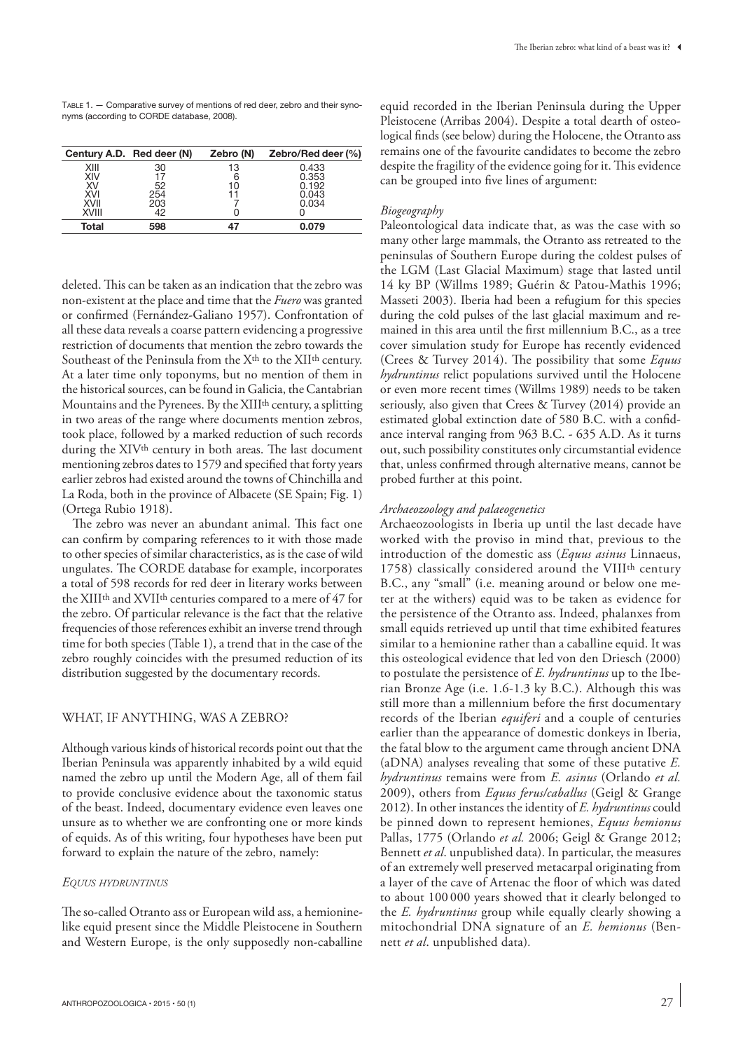TABLE 1. — Comparative survey of mentions of red deer, zebro and their synonyms (according to CORDE database, 2008).

| Century A.D. | Red deer (N) | Zebro (N) | Zebro/Red deer (%) |
|---|---|---|---|
| XIII | 30 | 13 | 0.433 |
| XIV | 17 | 6 | 0.353 |
| XV | 52 | 10 | 0.192 |
| XVI | 254 | 11 | 0.043 |
| XVII | 203 | 7 | 0.034 |
| XVIII | 42 | 0 | 0 |
| **Total** | **598** | **47** | **0.079** |

deleted. This can be taken as an indication that the zebro was non-existent at the place and time that the *Fuero* was granted or confirmed (Fernández-Galiano 1957). Confrontation of all these data reveals a coarse pattern evidencing a progressive restriction of documents that mention the zebro towards the Southeast of the Peninsula from the X^th to the XII^th century. At a later time only toponyms, but no mention of them in the historical sources, can be found in Galicia, the Cantabrian Mountains and the Pyrenees. By the XIII^th century, a splitting in two areas of the range where documents mention zebros, took place, followed by a marked reduction of such records during the XIV^th century in both areas. The last document mentioning zebros dates to 1579 and specified that forty years earlier zebros had existed around the towns of Chinchilla and La Roda, both in the province of Albacete (SE Spain; Fig. 1) (Ortega Rubio 1918).

The zebro was never an abundant animal. This fact one can confirm by comparing references to it with those made to other species of similar characteristics, as is the case of wild ungulates. The CORDE database for example, incorporates a total of 598 records for red deer in literary works between the XIII^th and XVII^th centuries compared to a mere of 47 for the zebro. Of particular relevance is the fact that the relative frequencies of those references exhibit an inverse trend through time for both species (Table 1), a trend that in the case of the zebro roughly coincides with the presumed reduction of its distribution suggested by the documentary records.

## WHAT, IF ANYTHING, WAS A ZEBRO?

Although various kinds of historical records point out that the Iberian Peninsula was apparently inhabited by a wild equid named the zebro up until the Modern Age, all of them fail to provide conclusive evidence about the taxonomic status of the beast. Indeed, documentary evidence even leaves one unsure as to whether we are confronting one or more kinds of equids. As of this writing, four hypotheses have been put forward to explain the nature of the zebro, namely:

### *EQUUS HYDRUNTINUS*

The so-called Otranto ass or European wild ass, a hemionine-like equid present since the Middle Pleistocene in Southern and Western Europe, is the only supposedly non-caballine equid recorded in the Iberian Peninsula during the Upper Pleistocene (Arribas 2004). Despite a total dearth of osteological finds (see below) during the Holocene, the Otranto ass remains one of the favourite candidates to become the zebro despite the fragility of the evidence going for it. This evidence can be grouped into five lines of argument:

#### *Biogeography*

Paleontological data indicate that, as was the case with so many other large mammals, the Otranto ass retreated to the peninsulas of Southern Europe during the coldest pulses of the LGM (Last Glacial Maximum) stage that lasted until 14 ky BP (Willms 1989; Guérin & Patou-Mathis 1996; Masseti 2003). Iberia had been a refugium for this species during the cold pulses of the last glacial maximum and remained in this area until the first millennium B.C., as a tree cover simulation study for Europe has recently evidenced (Crees & Turvey 2014). The possibility that some *Equus hydruntinus* relict populations survived until the Holocene or even more recent times (Willms 1989) needs to be taken seriously, also given that Crees & Turvey (2014) provide an estimated global extinction date of 580 B.C. with a confidance interval ranging from 963 B.C. - 635 A.D. As it turns out, such possibility constitutes only circumstantial evidence that, unless confirmed through alternative means, cannot be probed further at this point.

#### *Archaeozoology and palaeogenetics*

Archaeozoologists in Iberia up until the last decade have worked with the proviso in mind that, previous to the introduction of the domestic ass (*Equus asinus* Linnaeus, 1758) classically considered around the VIII^th century B.C., any "small" (i.e. meaning around or below one meter at the withers) equid was to be taken as evidence for the persistence of the Otranto ass. Indeed, phalanxes from small equids retrieved up until that time exhibited features similar to a hemionine rather than a caballine equid. It was this osteological evidence that led von den Driesch (2000) to postulate the persistence of *E. hydruntinus* up to the Iberian Bronze Age (i.e. 1.6-1.3 ky B.C.). Although this was still more than a millennium before the first documentary records of the Iberian *equiferi* and a couple of centuries earlier than the appearance of domestic donkeys in Iberia, the fatal blow to the argument came through ancient DNA (aDNA) analyses revealing that some of these putative *E. hydruntinus* remains were from *E. asinus* (Orlando *et al.* 2009), others from *Equus ferus/caballus* (Geigl & Grange 2012). In other instances the identity of *E. hydruntinus* could be pinned down to represent hemiones, *Equus hemionus* Pallas, 1775 (Orlando *et al.* 2006; Geigl & Grange 2012; Bennett *et al*. unpublished data). In particular, the measures of an extremely well preserved metacarpal originating from a layer of the cave of Artenac the floor of which was dated to about 100 000 years showed that it clearly belonged to the *E. hydruntinus* group while equally clearly showing a mitochondrial DNA signature of an *E. hemionus* (Bennett *et al*. unpublished data).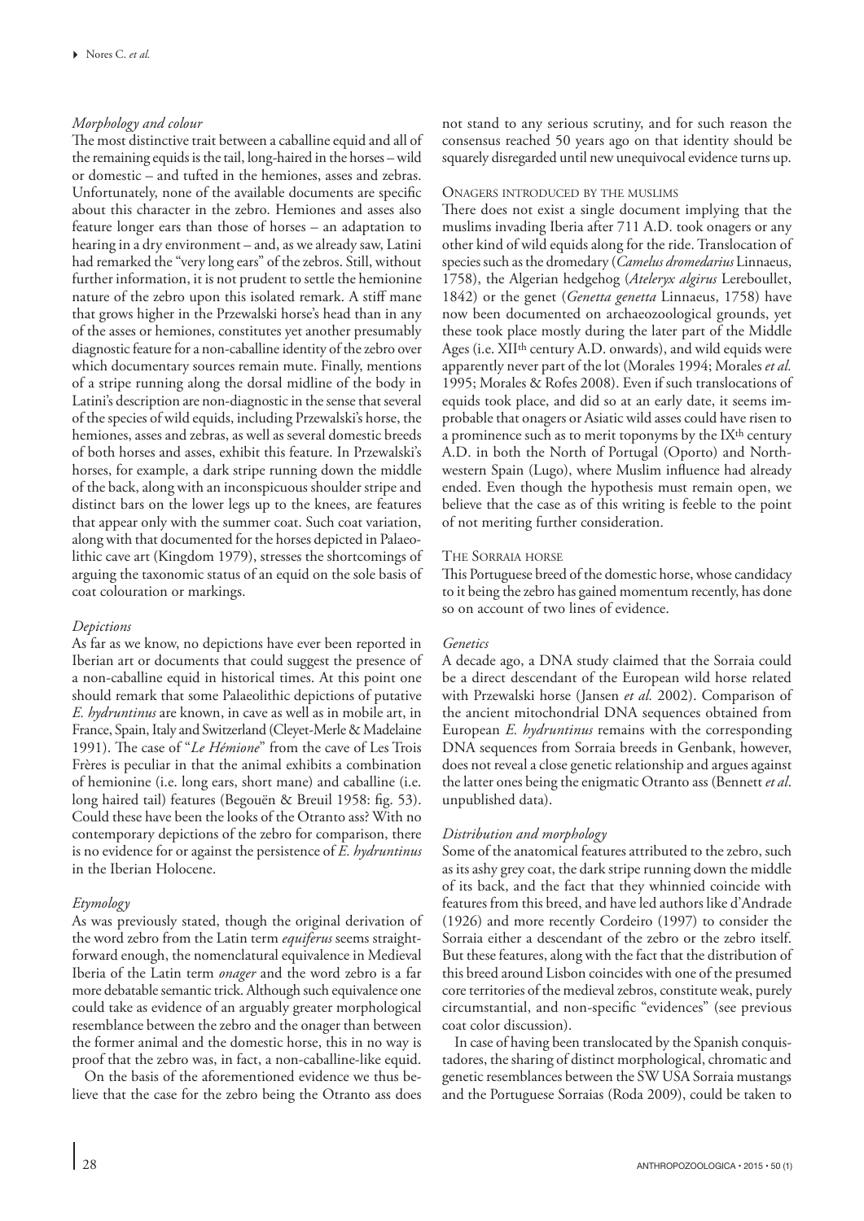### *Morphology and colour*

The most distinctive trait between a caballine equid and all of the remaining equids is the tail, long-haired in the horses – wild or domestic – and tufted in the hemiones, asses and zebras. Unfortunately, none of the available documents are specific about this character in the zebro. Hemiones and asses also feature longer ears than those of horses – an adaptation to hearing in a dry environment – and, as we already saw, Latini had remarked the "very long ears" of the zebros. Still, without further information, it is not prudent to settle the hemionine nature of the zebro upon this isolated remark. A stiff mane that grows higher in the Przewalski horse's head than in any of the asses or hemiones, constitutes yet another presumably diagnostic feature for a non-caballine identity of the zebro over which documentary sources remain mute. Finally, mentions of a stripe running along the dorsal midline of the body in Latini's description are non-diagnostic in the sense that several of the species of wild equids, including Przewalski's horse, the hemiones, asses and zebras, as well as several domestic breeds of both horses and asses, exhibit this feature. In Przewalski's horses, for example, a dark stripe running down the middle of the back, along with an inconspicuous shoulder stripe and distinct bars on the lower legs up to the knees, are features that appear only with the summer coat. Such coat variation, along with that documented for the horses depicted in Palaeolithic cave art (Kingdom 1979), stresses the shortcomings of arguing the taxonomic status of an equid on the sole basis of coat colouration or markings.

### *Depictions*

As far as we know, no depictions have ever been reported in Iberian art or documents that could suggest the presence of a non-caballine equid in historical times. At this point one should remark that some Palaeolithic depictions of putative *E. hydruntinus* are known, in cave as well as in mobile art, in France, Spain, Italy and Switzerland (Cleyet-Merle & Madelaine 1991). The case of "*Le Hémione*" from the cave of Les Trois Frères is peculiar in that the animal exhibits a combination of hemionine (i.e. long ears, short mane) and caballine (i.e. long haired tail) features (Begouën & Breuil 1958: fig. 53). Could these have been the looks of the Otranto ass? With no contemporary depictions of the zebro for comparison, there is no evidence for or against the persistence of *E. hydruntinus* in the Iberian Holocene.

### *Etymology*

As was previously stated, though the original derivation of the word zebro from the Latin term *equiferus* seems straightforward enough, the nomenclatural equivalence in Medieval Iberia of the Latin term *onager* and the word zebro is a far more debatable semantic trick. Although such equivalence one could take as evidence of an arguably greater morphological resemblance between the zebro and the onager than between the former animal and the domestic horse, this in no way is proof that the zebro was, in fact, a non-caballine-like equid.

On the basis of the aforementioned evidence we thus believe that the case for the zebro being the Otranto ass does not stand to any serious scrutiny, and for such reason the consensus reached 50 years ago on that identity should be squarely disregarded until new unequivocal evidence turns up.

## Onagers introduced by the muslims

There does not exist a single document implying that the muslims invading Iberia after 711 A.D. took onagers or any other kind of wild equids along for the ride. Translocation of species such as the dromedary (*Camelus dromedarius* Linnaeus, 1758), the Algerian hedgehog (*Atelerix algirus* Lereboullet, 1842) or the genet (*Genetta genetta* Linnaeus, 1758) have now been documented on archaeozoological grounds, yet these took place mostly during the later part of the Middle Ages (i.e. XII[th] century A.D. onwards), and wild equids were apparently never part of the lot (Morales 1994; Morales *et al.* 1995; Morales & Rofes 2008). Even if such translocations of equids took place, and did so at an early date, it seems improbable that onagers or Asiatic wild asses could have risen to a prominence such as to merit toponyms by the IX[th] century A.D. in both the North of Portugal (Oporto) and Northwestern Spain (Lugo), where Muslim influence had already ended. Even though the hypothesis must remain open, we believe that the case as of this writing is feeble to the point of not meriting further consideration.

## The Sorraia horse

This Portuguese breed of the domestic horse, whose candidacy to it being the zebro has gained momentum recently, has done so on account of two lines of evidence.

### *Genetics*

A decade ago, a DNA study claimed that the Sorraia could be a direct descendant of the European wild horse related with Przewalski horse (Jansen *et al.* 2002). Comparison of the ancient mitochondrial DNA sequences obtained from European *E. hydruntinus* remains with the corresponding DNA sequences from Sorraia breeds in Genbank, however, does not reveal a close genetic relationship and argues against the latter ones being the enigmatic Otranto ass (Bennett *et al*. unpublished data).

### *Distribution and morphology*

Some of the anatomical features attributed to the zebro, such as its ashy grey coat, the dark stripe running down the middle of its back, and the fact that they whinnied coincide with features from this breed, and have led authors like d'Andrade (1926) and more recently Cordeiro (1997) to consider the Sorraia either a descendant of the zebro or the zebro itself. But these features, along with the fact that the distribution of this breed around Lisbon coincides with one of the presumed core territories of the medieval zebros, constitute weak, purely circumstantial, and non-specific "evidences" (see previous coat color discussion).

In case of having been translocated by the Spanish conquistadores, the sharing of distinct morphological, chromatic and genetic resemblances between the SW USA Sorraia mustangs and the Portuguese Sorraias (Roda 2009), could be taken to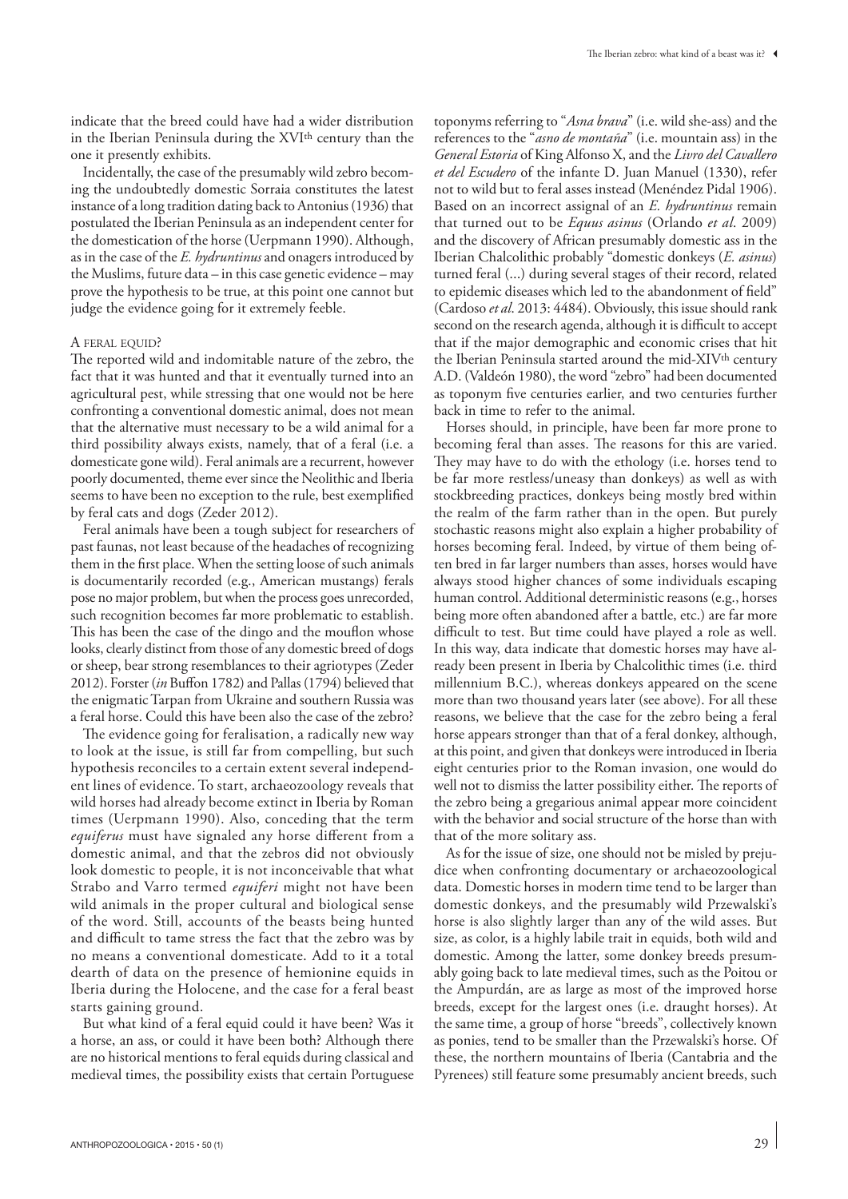indicate that the breed could have had a wider distribution in the Iberian Peninsula during the XVIth century than the one it presently exhibits.

Incidentally, the case of the presumably wild zebro becoming the undoubtedly domestic Sorraia constitutes the latest instance of a long tradition dating back to Antonius (1936) that postulated the Iberian Peninsula as an independent center for the domestication of the horse (Uerpmann 1990). Although, as in the case of the *E. hydruntinus* and onagers introduced by the Muslims, future data – in this case genetic evidence – may prove the hypothesis to be true, at this point one cannot but judge the evidence going for it extremely feeble.

### A feral equid?

The reported wild and indomitable nature of the zebro, the fact that it was hunted and that it eventually turned into an agricultural pest, while stressing that one would not be here confronting a conventional domestic animal, does not mean that the alternative must necessary to be a wild animal for a third possibility always exists, namely, that of a feral (i.e. a domesticate gone wild). Feral animals are a recurrent, however poorly documented, theme ever since the Neolithic and Iberia seems to have been no exception to the rule, best exemplified by feral cats and dogs (Zeder 2012).

Feral animals have been a tough subject for researchers of past faunas, not least because of the headaches of recognizing them in the first place. When the setting loose of such animals is documentarily recorded (e.g., American mustangs) ferals pose no major problem, but when the process goes unrecorded, such recognition becomes far more problematic to establish. This has been the case of the dingo and the mouflon whose looks, clearly distinct from those of any domestic breed of dogs or sheep, bear strong resemblances to their agriotypes (Zeder 2012). Forster (*in* Buffon 1782) and Pallas (1794) believed that the enigmatic Tarpan from Ukraine and southern Russia was a feral horse. Could this have been also the case of the zebro?

The evidence going for feralisation, a radically new way to look at the issue, is still far from compelling, but such hypothesis reconciles to a certain extent several independent lines of evidence. To start, archaeozoology reveals that wild horses had already become extinct in Iberia by Roman times (Uerpmann 1990). Also, conceding that the term *equiferus* must have signaled any horse different from a domestic animal, and that the zebros did not obviously look domestic to people, it is not inconceivable that what Strabo and Varro termed *equiferi* might not have been wild animals in the proper cultural and biological sense of the word. Still, accounts of the beasts being hunted and difficult to tame stress the fact that the zebro was by no means a conventional domesticate. Add to it a total dearth of data on the presence of hemionine equids in Iberia during the Holocene, and the case for a feral beast starts gaining ground.

But what kind of a feral equid could it have been? Was it a horse, an ass, or could it have been both? Although there are no historical mentions to feral equids during classical and medieval times, the possibility exists that certain Portuguese toponyms referring to "*Asna brava*" (i.e. wild she-ass) and the references to the "*asno de montaña*" (i.e. mountain ass) in the *General Estoria* of King Alfonso X, and the *Livro del Cavallero et del Escudero* of the infante D. Juan Manuel (1330), refer not to wild but to feral asses instead (Menéndez Pidal 1906). Based on an incorrect assignal of an *E. hydruntinus* remain that turned out to be *Equus asinus* (Orlando *et al.* 2009) and the discovery of African presumably domestic ass in the Iberian Chalcolithic probably "domestic donkeys (*E. asinus*) turned feral (...) during several stages of their record, related to epidemic diseases which led to the abandonment of field" (Cardoso *et al.* 2013: 4484). Obviously, this issue should rank second on the research agenda, although it is difficult to accept that if the major demographic and economic crises that hit the Iberian Peninsula started around the mid-XIVth century A.D. (Valdeón 1980), the word "zebro" had been documented as toponym five centuries earlier, and two centuries further back in time to refer to the animal.

Horses should, in principle, have been far more prone to becoming feral than asses. The reasons for this are varied. They may have to do with the ethology (i.e. horses tend to be far more restless/uneasy than donkeys) as well as with stockbreeding practices, donkeys being mostly bred within the realm of the farm rather than in the open. But purely stochastic reasons might also explain a higher probability of horses becoming feral. Indeed, by virtue of them being often bred in far larger numbers than asses, horses would have always stood higher chances of some individuals escaping human control. Additional deterministic reasons (e.g., horses being more often abandoned after a battle, etc.) are far more difficult to test. But time could have played a role as well. In this way, data indicate that domestic horses may have already been present in Iberia by Chalcolithic times (i.e. third millennium B.C.), whereas donkeys appeared on the scene more than two thousand years later (see above). For all these reasons, we believe that the case for the zebro being a feral horse appears stronger than that of a feral donkey, although, at this point, and given that donkeys were introduced in Iberia eight centuries prior to the Roman invasion, one would do well not to dismiss the latter possibility either. The reports of the zebro being a gregarious animal appear more coincident with the behavior and social structure of the horse than with that of the more solitary ass.

As for the issue of size, one should not be misled by prejudice when confronting documentary or archaeozoological data. Domestic horses in modern time tend to be larger than domestic donkeys, and the presumably wild Przewalski's horse is also slightly larger than any of the wild asses. But size, as color, is a highly labile trait in equids, both wild and domestic. Among the latter, some donkey breeds presumably going back to late medieval times, such as the Poitou or the Ampurdán, are as large as most of the improved horse breeds, except for the largest ones (i.e. draught horses). At the same time, a group of horse "breeds", collectively known as ponies, tend to be smaller than the Przewalski's horse. Of these, the northern mountains of Iberia (Cantabria and the Pyrenees) still feature some presumably ancient breeds, such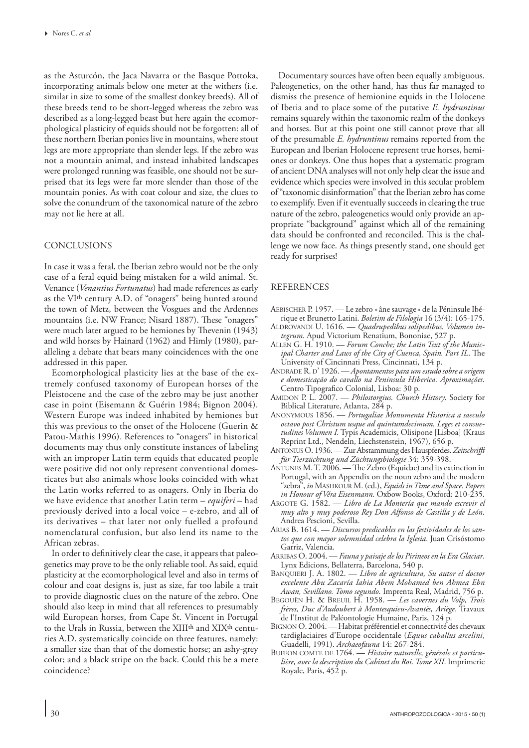as the Asturcón, the Jaca Navarra or the Basque Pottoka, incorporating animals below one meter at the withers (i.e. similar in size to some of the smallest donkey breeds). All of these breeds tend to be short-legged whereas the zebro was described as a long-legged beast but here again the ecomorphological plasticity of equids should not be forgotten: all of these northern Iberian ponies live in mountains, where stout legs are more appropriate than slender legs. If the zebro was not a mountain animal, and instead inhabited landscapes were prolonged running was feasible, one should not be surprised that its legs were far more slender than those of the mountain ponies. As with coat colour and size, the clues to solve the conundrum of the taxonomical nature of the zebro may not lie here at all.

## CONCLUSIONS

In case it was a feral, the Iberian zebro would not be the only case of a feral equid being mistaken for a wild animal. St. Venance (*Venantius Fortunatus*) had made references as early as the VI[th] century A.D. of "onagers" being hunted around the town of Metz, between the Vosgues and the Ardennes mountains (i.e. NW France; Nisard 1887). These "onagers" were much later argued to be hemiones by Thevenin (1943) and wild horses by Hainard (1962) and Himly (1980), paralleling a debate that bears many coincidences with the one addressed in this paper.

Ecomorphological plasticity lies at the base of the extremely confused taxonomy of European horses of the Pleistocene and the case of the zebro may be just another case in point (Eisemann & Guérin 1984; Bignon 2004). Western Europe was indeed inhabited by hemiones but this was previous to the onset of the Holocene (Guerin & Patou-Mathis 1996). References to "onagers" in historical documents may thus only constitute instances of labeling with an improper Latin term equids that educated people were positive did not only represent conventional domesticates but also animals whose looks coincided with what the Latin works referred to as onagers. Only in Iberia do we have evidence that another Latin term – *equiferi* – had previously derived into a local voice – e-zebro, and all of its derivatives – that later not only fuelled a profound nomenclatural confusion, but also lend its name to the African zebras.

In order to definitively clear the case, it appears that paleogenetics may prove to be the only reliable tool. As said, equid plasticity at the ecomorphological level and also in terms of colour and coat designs is, just as size, far too labile a trait to provide diagnostic clues on the nature of the zebro. One should also keep in mind that all references to presumably wild European horses, from Cape St. Vincent in Portugal to the Urals in Russia, between the XIII[th] and XIX[th] centuries A.D. systematically coincide on three features, namely: a smaller size than that of the domestic horse; an ashy-grey color; and a black stripe on the back. Could this be a mere coincidence?

Documentary sources have often been equally ambiguous. Paleogenetics, on the other hand, has thus far managed to dismiss the presence of hemionine equids in the Holocene of Iberia and to place some of the putative *E. hydruntinus* remains squarely within the taxonomic realm of the donkeys and horses. But at this point one still cannot prove that all of the presumable *E. hydruntinus* remains reported from the European and Iberian Holocene represent true horses, hemiones or donkeys. One thus hopes that a systematic program of ancient DNA analyses will not only help clear the issue and evidence which species were involved in this secular problem of "taxonomic disinformation" that the Iberian zebro has come to exemplify. Even if it eventually succeeds in clearing the true nature of the zebro, paleogenetics would only provide an appropriate "background" against which all of the remaining data should be confronted and reconciled. This is the challenge we now face. As things presently stand, one should get ready for surprises!

## REFERENCES

Aebischer P. 1957. — Le zebro « âne sauvage » de la Péninsule Ibérique et Brunetto Latini. *Boletim de Filologia* 16 (3/4): 165-175.

Aldrovandi U. 1616. — *Quadrupedibus solipedibus. Volumen integrum*. Apud Victorium Renatium, Bononiae, 527 p.

Allen G. H. 1910. — *Forum Conche; the Latin Text of the Municipal Charter and Laws of the City of Cuenca, Spain. Part IL*. The University of Cincinnati Press, Cincinnati, 134 p.

Andrade R. d' 1926. — *Apontamentos para um estudo sobre a origem e domesticação do cavallo na Peninsula Hiberica. Aproximações*. Centro Tipografico Colonial, Lisboa: 30 p.

Amidon P. L. 2007. — *Philostorgius. Church History*. Society for Biblical Literature, Atlanta, 284 p.

Anonymous 1856. — *Portugaliae Monumenta Historica a saeculo octavo post Christum usque ad quintumdecimum. Leges et consuetudines Volumen I*. Typis Academicis, Olisipone [Lisboa] (Kraus Reprint Ltd., Nendeln, Liechstenstein, 1967), 656 p.

Antonius O. 1936. — Zur Abstammung des Hauspferdes. *Zeitschriffi für Tierzüchtung und Züchtungsbiologie* 34: 359-398.

Antunes M. T. 2006. — The Zebro (Equidae) and its extinction in Portugal, with an Appendix on the noun zebro and the modern "zebra", *in* Mashkour M. (ed.), *Equids in Time and Space. Papers in Honour of Véra Eisenmann*. Oxbow Books, Oxford: 210-235.

Argote G. 1582. — *Libro de La Montería que mando escrevir el muy alto y muy poderoso Rey Don Alfonso de Castilla y de León*. Andrea Pescioni, Sevilla.

Arias B. 1614. — *Discursos predicables en las festividades de los santos que con mayor solemnidad celebra la Iglesia*. Juan Crisóstomo Garriz, Valencia.

Arribas O. 2004. — *Fauna y paisaje de los Pirineos en la Era Glaciar*. Lynx Edicions, Bellaterra, Barcelona, 540 p.

Banquieri J. A. 1802. — *Libro de agricultura, Su autor el doctor excelente Abu Zacaría Iahia Abem Mohamed ben Ahmea Ebn Awan, Sevillano. Tomo segundo*. Imprenta Real, Madrid, 756 p.

Begouën H. & Breuil H. 1958. — *Les cavernes du Volp, Trois frères, Duc d'Audoubert à Montesquieu-Avantès, Ariège*. Travaux de l'Institut de Paléontologie Humaine, Paris, 124 p.

Bignon O. 2004. — Habitat préférentiel et connectivité des chevaux tardiglaciaires d'Europe occidentale (*Equus caballus arcelini*, Guadelli, 1991). *Archaeofauna* 14: 267-284.

Buffon comte de 1764. — *Histoire naturelle, générale et particulière, avec la description du Cabinet du Roi. Tome XII*. Imprimerie Royale, Paris, 452 p.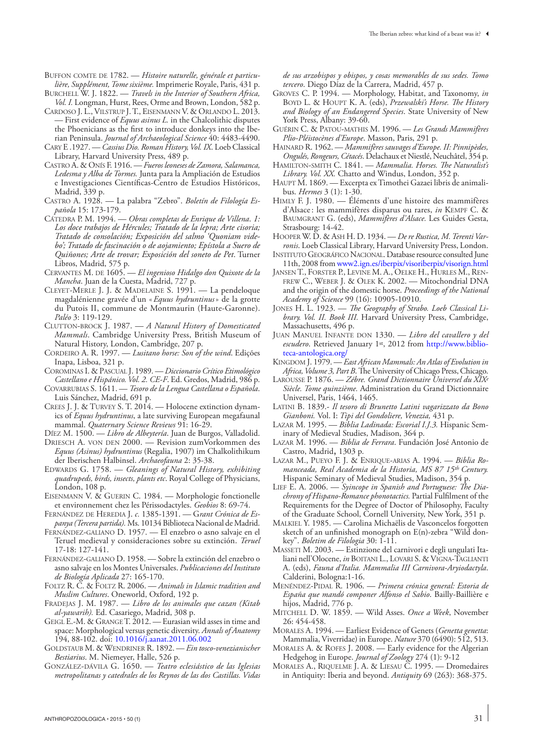Buffon comte de 1782. — *Histoire naturelle, générale et particulière, Supplément, Tome sixième.* Imprimerie Royale, Paris, 431 p.

Burchell W. J. 1822. — *Travels in the Interior of Southern Africa, Vol. I.* Longman, Hurst, Rees, Orme and Brown, London, 582 p.

Cardoso J. L., Vilstrup J. T., Eisenmann V. & Orlando L. 2013. — First evidence of *Equus asinus L.* in the Chalcolithic disputes the Phoenicians as the first to introduce donkeys into the Iberian Peninsula. *Journal of Archaeological Science* 40: 4483-4490.

Cary E .1927. — *Cassius Dio. Roman History, Vol. IX.* Loeb Classical Library, Harvard University Press, 489 p.

Castro A. & Onís F. 1916. — *Fueros leoneses de Zamora, Salamanca, Ledesma y Alba de Tormes.* Junta para la Ampliación de Estudios e Investigaciones Científicas-Centro de Estudios Históricos, Madrid, 339 p.

Castro A. 1928. — La palabra "Zebro". *Boletín de Filología Española* 15: 173-179.

Cátedra P. M. 1994. — *Obras completas de Enrique de Villena. 1: Los doce trabajos de Hércules; Tratado de la lepra; Arte cisoria; Tratado de consolación; Exposición del salmo 'Quoniam videbo'; Tratado de fascinación o de aojamiento; Epístola a Suero de Quiñones; Arte de trovar; Exposición del soneto de Pet.* Turner Libros, Madrid, 575 p.

Cervantes M. de 1605. — *El ingenioso Hidalgo don Quixote de la Mancha.* Juan de la Cuesta, Madrid, 727 p.

Cleyet-Merle J. J. & Madelaine S. 1991. — La pendeloque magdalénienne gravée d'un « *Equus hydruntinus* » de la grotte du Putois II, commune de Montmaurin (Haute-Garonne). *Paléo* 3: 119-129.

Clutton-brock J. 1987. — *A Natural History of Domesticated Mammals.* Cambridge University Press, British Museum of Natural History, London, Cambridge, 207 p.

Cordeiro A. R. 1997. — *Lusitano horse: Son of the wind.* Edições Inapa, Lisboa, 321 p.

Corominas I. & Pascual J. 1989. — *Diccionario Crítico Etimológico Castellano e Hispánico. Vol. 2. CE-F.* Ed. Gredos, Madrid, 986 p.

Covarrubias S. 1611. — *Tesoro de la Lengua Castellana o Española.* Luis Sánchez, Madrid, 691 p.

Crees J. J. & Turvey S. T. 2014. — Holocene extinction dynamics of *Equus hydruntinus*, a late surviving European megafaunal mammal. *Quaternary Science Reviews* 91: 16-29.

Díez M. 1500. — *Libro de Albeytería.* Juan de Burgos, Valladolid.

Driesch A. von den 2000. — Revision zumVorkommen des *Equus (Asinus) hydruntinus* (Regalia, 1907) im Chalkolithikum der Iberischen Halbinsel. *Archaeofauna* 2: 35-38.

Edwards G. 1758. — *Gleanings of Natural History, exhibiting quadrupeds, birds, insects, plants etc.* Royal College of Physicians, London, 108 p.

Eisenmann V. & Guerin C. 1984. — Morphologie fonctionelle et environnement chez les Périssodactyles. *Geobios* 8: 69-74.

Fernández de Heredia J. *c.* 1385-1391. — *Grant Crónica de Espanya (Tercera partida).* Ms. 10134 Biblioteca Nacional de Madrid.

Fernández-galiano D. 1957. — El enzebro o asno salvaje en el Teruel medieval y consideraciones sobre su extinción. *Teruel* 17-18: 127-141.

Fernández-galiano D. 1958. — Sobre la extinción del enzebro o asno salvaje en los Montes Universales. *Publicaciones del Instituto de Biología Aplicada* 27: 165-170.

Foltz R. C. & Foltz R. 2006. — *Animals in Islamic tradition and Muslim Cultures.* Oneworld, Oxford, 192 p.

Fradejas J. M. 1987. — *Libro de los animales que cazan (Kitab al-yawarih).* Ed. Casariego, Madrid, 308 p.

Geigl E.-M. & Grange T. 2012. — Eurasian wild asses in time and space: Morphological versus genetic diversity. *Annals of Anatomy* 194, 88-102. doi: 10.1016/j.aanat.2011.06.002

Goldstaub M. & Wendriner R. 1892. — *Ein tosco-venezianischer Bestiarius.* M. Niemeyer, Halle, 526 p.

González-dávila G. 1650. — *Teatro eclesiástico de las Iglesias metropolitanas y catedrales de los Reynos de las dos Castillas. Vidas de sus arzobispos y obispos, y cosas memorables de sus sedes. Tomo tercero.* Diego Díaz de la Carrera, Madrid, 457 p.

Groves C. P. 1994. — Morphology, Habitat, and Taxonomy, *in* Boyd L. & Houpt K. A. (eds), *Przewalski's Horse. The History and Biology of an Endangered Species.* State University of New York Press, Albany: 39-60.

Guérin C. & Patou-mathis M. 1996. — *Les Grands Mammifères Plio-Pléistocènes d'Europe.* Masson, Paris, 291 p.

Hainard R. 1962. — *Mammifères sauvages d'Europe. II: Pinnipèdes, Ongulés, Rongeurs, Cétacés.* Delachaux et Niestlé, Neuchâtel, 354 p.

Hamilton-smith C. 1841. — *Mammalia. Horses. The Naturalist's Library. Vol. XX.* Chatto and Windus, London, 352 p.

Haupt M. 1869. — Excerpta ex Timothei Gazaei libris de animalibus. *Hermes* 3 (1): 1-30.

Himly F. J. 1980. — Éléments d'une histoire des mammifères d'Alsace : les mammifères disparus ou rares, *in* Kempf C. & Baumgrant G. (eds), *Mammifères d'Alsace.* Les Guides Gesta, Strasbourg: 14-42.

Hooper W. D. & Ash H. D. 1934. — *De re Rustica, M. Terenti Varronis.* Loeb Classical Library, Harvard University Press, London.

Instituto Geográfico Nacional. Database resource consulted June 11th, 2008 from www2.ign.es/iberpix/visoriberpix/visorign.html

Jansen T., Forster P., Levine M. A., Oelke H., Hurles M., Renfrew C., Weber J. & Olek K. 2002. — Mitochondrial DNA and the origin of the domestic horse. *Proceedings of the National Academy of Science* 99 (16): 10905-10910.

Jones H. L. 1923. — *The Geography of Strabo. Loeb Classical Library. Vol. II. Book III.* Harvard University Press, Cambridge, Massachusetts, 496 p.

Juan Manuel Infante don 1330. — *Libro del cavallero y del escudero.* Retrieved January 1st, 2012 from http://www.biblioteca-antologica.org/

Kingdom J. 1979. — *East African Mammals: An Atlas of Evolution in Africa, Volume 3, Part B.* The University of Chicago Press, Chicago.

Larousse P. 1876. — *Zébre. Grand Dictionnaire Universel du XIXe Siècle. Tome quinzième.* Administration du Grand Dictionnaire Universel, Paris, 1464, 1465.

Latini B. 1839.- *Il tesoro di Brunetto Latini vagarizzato da Bono Gianboni.* Vol. I: *Tipi del Gondoliere, Venezia,* 431 p.

Lazar M. 1995. — *Biblia Ladinada: Escorial I.J.3.* Hispanic Seminary of Medieval Studies, Madison, 364 p.

Lazar M. 1996. — *Biblia de Ferrara.* Fundación José Antonio de Castro, Madrid**,** 1303 p.

Lazar M., Pueyo F. J. & Enrique-arias A. 1994. — *Biblia Romanceada, Real Academia de la Historia, MS 87 15th Century.* Hispanic Seminary of Medieval Studies, Madison, 354 p.

Lief E. A. 2006. — *Syncope in Spanish and Portuguese: The Diachrony of Hispano-Romance phonotactics.* Partial Fulfilment of the Requirements for the Degree of Doctor of Philosophy, Faculty of the Graduate School, Cornell University, New York, 351 p.

Malkiel Y. 1985. — Carolina Michaëlis de Vasconcelos forgotten sketch of an unfinished monograph on E(n)-zebra "Wild donkey". *Boletim de Filologia* 30: 1-11.

Masseti M. 2003. — Estinzione dei carnivori e degli ungulati Italiani nell'Olocene, *in* Boitani L., Lovari S. & Vigna-Taglianti A. (eds), *Fauna d'Italia. Mammalia III Carnivora-Aryiodactyla.* Calderini, Bologna:1-16.

Menéndez-Pidal R. 1906. — *Primera crónica general: Estoria de España que mandó componer Alfonso el Sabio.* Bailly-Baillière e hijos, Madrid, 776 p.

Mitchell D. W. 1859. — Wild Asses. *Once a Week*, November 26: 454-458.

Morales A. 1994. — Earliest Evidence of Genets (*Genetta genetta*: Mammalia, Viverridae) in Europe. *Nature* 370 (6490): 512, 513.

Morales A. & Rofes J. 2008. — Early evidence for the Algerian Hedgehog in Europe. *Journal of Zoology* 274 (1): 9-12

Morales A., Riquelme J. A. & Liesau C. 1995. — Dromedaires in Antiquity: Iberia and beyond. *Antiquity* 69 (263): 368-375.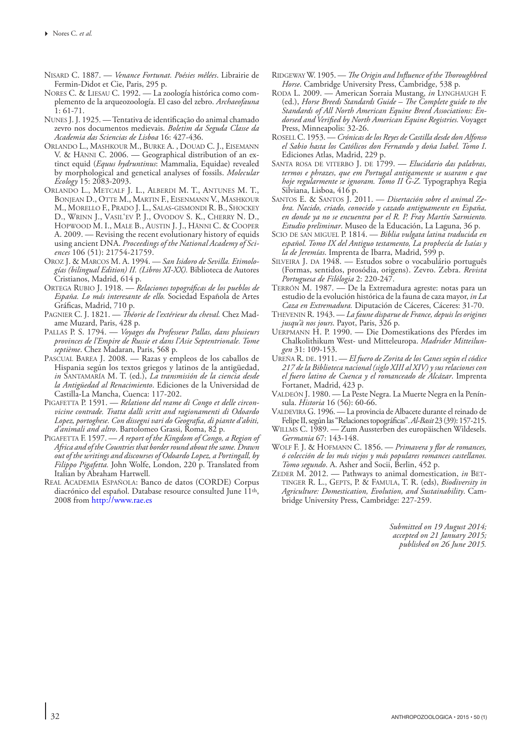NISARD C. 1887. — *Venance Fortunat. Poésies mêlées*. Librairie de Fermin-Didot et Cie, Paris, 295 p.

NORES C. & LIESAU C. 1992. — La zoología histórica como complemento de la arqueozoología. El caso del zebro. *Archaeofauna* 1: 61-71.

NUNES J. J. 1925. — Tentativa de identificação do animal chamado zevro nos documentos medievais. *Boletim da Seguda Classe da Academia das Sciencias de Lisboa* 16: 427-436.

ORLANDO L., MASHKOUR M., BURKE A. , DOUAD C. J., EISEMANN V. & HÄNNI C. 2006. — Geographical distribution of an extinct equid (*Equus hydruntinus*: Mammalia, Equidae) revealed by morphological and genetical analyses of fossils. *Molecular Ecology* 15: 2083-2093.

ORLANDO L., METCALF J. L., ALBERDI M. T., ANTUNES M. T., BONJEAN D., OTTE M., MARTIN F., EISENMANN V., MASHKOUR M., MORELLO F., PRADO J. L., SALAS-GISMONDI R. B., SHOCKEY D., WRINN J., VASIL'EV P. J., OVODOV S. K., CHERRY N. D., HOPWOOD M. I., MALE B., AUSTIN J. J., HÄNNI C. & COOPER A. 2009. — Revising the recent evolutionary history of equids using ancient DNA. *Proceedings of the National Academy of Sciences* 106 (51): 21754-21759.

OROZ J. & MARCOS M. A. 1994. — *San Isidoro de Sevilla. Etimologías (bilingual Edition) II. (Libros XI-XX).* Biblioteca de Autores Cristianos, Madrid, 614 p.

ORTEGA RUBIO J. 1918. — *Relaciones topográficas de los pueblos de España. Lo más interesante de ello.* Sociedad Española de Artes Gráficas, Madrid, 710 p.

PAGNIER C. J. 1821. — *Théorie de l'extérieur du cheval.* Chez Madame Muzard, Paris, 428 p.

PALLAS P. S. 1794. — *Voyages du Professeur Pallas, dans plusieurs provinces de l'Empire de Russie et dans l'Asie Septentrionale. Tome septième*. Chez Madaran, Paris, 568 p.

PASCUAL BAREA J. 2008. — Razas y empleos de los caballos de Hispania según los textos griegos y latinos de la antigüedad, *in* SANTAMARÍA M. T. (ed.), *La transmisión de la ciencia desde la Antigüedad al Renacimiento*. Ediciones de la Universidad de Castilla-La Mancha, Cuenca: 117-202.

PIGAFETTA P. 1591. — *Relatione del reame di Congo et delle circonvicine contrade. Tratta dalli scritt and ragionamenti di Odoardo Lopez, portoghese. Con dissegni vari do Geografia, di piante d'abiti, d'animali and altro*. Bartolomeo Grassi, Roma, 82 p.

PIGAFETTA F. 1597. — *A report of the Kingdom of Congo, a Region of Africa and of the Countries that border round about the same. Drawn out of the writings and discourses of Odoardo Lopez, a Portingall, by Filippo Pigafetta.* John Wolfe, London, 220 p. Translated from Italian by Abraham Hartwell.

REAL ACADEMIA ESPAÑOLA: Banco de datos (CORDE) Corpus diacrónico del español. Database resource consulted June 11th, 2008 from http://www.rae.es

RIDGEWAY W. 1905. — *The Origin and Influence of the Thoroughbred Horse*. Cambridge University Press, Cambridge, 538 p.

RODA L. 2009. — American Sorraia Mustang, *in* LYNGHAUGH F. (ed.), *Horse Breeds Standards Guide – The Complete guide to the Standards of All North American Equine Breed Associations: Endorsed and Verified by North American Equine Registries.* Voyager Press, Minneapolis: 32-26.

ROSELL C. 1953. — *Crónicas de los Reyes de Castilla desde don Alfonso el Sabio hasta los Católicos don Fernando y doña Isabel. Tomo I*. Ediciones Atlas, Madrid, 229 p.

SANTA ROSA DE VITERBO J. DE 1799. — *Elucidario das palabras, termos e phrazes, que em Portugal antigamente se usaram e que hoje regularmente se ignoram. Tomo II G-Z.* Typographya Regia Silviana, Lisboa, 416 p.

SANTOS E. & SANTOS J. 2011. — *Disertación sobre el animal Zebra. Nacido, criado, conocido y cazado antiguamente en España, en donde ya no se encuentra por el R. P. Fray Martín Sarmiento. Estudio preliminar*. Museo de la Educación, La Laguna, 36 p.

SCIO DE SAN MIGUEL P. 1814. — *Biblia vulgata latina traducida en español. Tomo IX del Antiguo testamento, La prophecia de Isaías y la de Jeremías.* Imprenta de Ibarra, Madrid, 599 p.

SILVEIRA J. DA 1948. — Estudos sobre o vocabulário português (Formas, sentidos, prosódia, origens). Zevro. Zebra. *Revista Portuguesa de Filólogia* 2: 220-247.

TERRÓN M. 1987. — De la Extremadura agreste: notas para un estudio de la evolución histórica de la fauna de caza mayor, *in La Caza en Extremadura.* Diputación de Cáceres, Cáceres: 31-70.

THEVENIN R. 1943. — *La faune disparue de France, depuis les origines jusqu'à nos jours*. Payot, Paris, 326 p.

UERPMANN H. P. 1990. — Die Domestikations des Pferdes im Chalkolithikum West- und Mitteleuropa. *Madrider Mitteilungen* 31: 109-153.

UREÑA R. DE. 1911. — *El fuero de Zorita de los Canes según el códice 217 de la Biblioteca nacional (siglo XIII al XIV) y sus relaciones con el fuero latino de Cuenca y el romanceado de Alcázar*. Imprenta Fortanet, Madrid, 423 p.

VALDEÓN J. 1980. — La Peste Negra. La Muerte Negra en la Península. *Historia* 16 (56): 60-66.

VALDEVIRA G. 1996. — La provincia de Albacete durante el reinado de Felipe II, según las "Relaciones topográficas". *Al-Basit* 23 (39): 157-215.

WILLMS C. 1989. — Zum Aussterben des europäischen Wildesels. *Germania* 67: 143-148.

WOLF F. J. & HOFMANN C. 1856. — *Primavera y flor de romances, ó colección de los más viejos y más populares romances castellanos. Tomo segundo*. A. Asher and Socii, Berlin, 452 p.

ZEDER M. 2012. — Pathways to animal domestication, *in* BETTINGER R. L., GEPTS, P. & FAMULA, T. R. (eds), *Biodiversity in Agriculture: Domestication, Evolution, and Sustainability*. Cambridge University Press, Cambridge: 227-259.

*Submitted on 19 August 2014;*
*accepted on 21 January 2015;*
*published on 26 June 2015.*